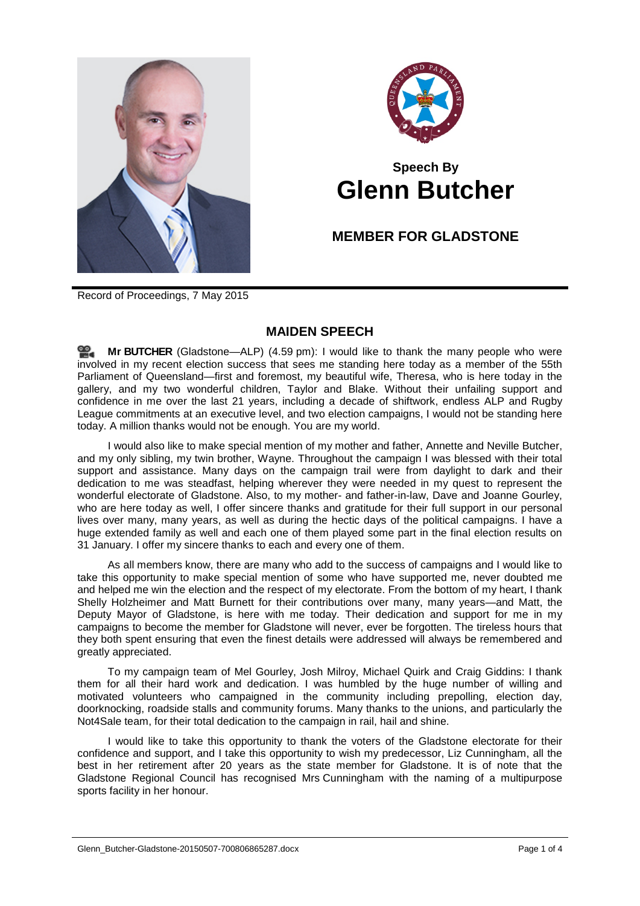## Speech By
# Glenn Butcher

## MEMBER FOR GLADSTONE

Record of Proceedings, 7 May 2015

## MAIDEN SPEECH

**Mr BUTCHER** (Gladstone—ALP) (4.59 pm): I would like to thank the many people who were involved in my recent election success that sees me standing here today as a member of the 55th Parliament of Queensland—first and foremost, my beautiful wife, Theresa, who is here today in the gallery, and my two wonderful children, Taylor and Blake. Without their unfailing support and confidence in me over the last 21 years, including a decade of shiftwork, endless ALP and Rugby League commitments at an executive level, and two election campaigns, I would not be standing here today. A million thanks would not be enough. You are my world.

I would also like to make special mention of my mother and father, Annette and Neville Butcher, and my only sibling, my twin brother, Wayne. Throughout the campaign I was blessed with their total support and assistance. Many days on the campaign trail were from daylight to dark and their dedication to me was steadfast, helping wherever they were needed in my quest to represent the wonderful electorate of Gladstone. Also, to my mother- and father-in-law, Dave and Joanne Gourley, who are here today as well, I offer sincere thanks and gratitude for their full support in our personal lives over many, many years, as well as during the hectic days of the political campaigns. I have a huge extended family as well and each one of them played some part in the final election results on 31 January. I offer my sincere thanks to each and every one of them.

As all members know, there are many who add to the success of campaigns and I would like to take this opportunity to make special mention of some who have supported me, never doubted me and helped me win the election and the respect of my electorate. From the bottom of my heart, I thank Shelly Holzheimer and Matt Burnett for their contributions over many, many years—and Matt, the Deputy Mayor of Gladstone, is here with me today. Their dedication and support for me in my campaigns to become the member for Gladstone will never, ever be forgotten. The tireless hours that they both spent ensuring that even the finest details were addressed will always be remembered and greatly appreciated.

To my campaign team of Mel Gourley, Josh Milroy, Michael Quirk and Craig Giddins: I thank them for all their hard work and dedication. I was humbled by the huge number of willing and motivated volunteers who campaigned in the community including prepolling, election day, doorknocking, roadside stalls and community forums. Many thanks to the unions, and particularly the Not4Sale team, for their total dedication to the campaign in rail, hail and shine.

I would like to take this opportunity to thank the voters of the Gladstone electorate for their confidence and support, and I take this opportunity to wish my predecessor, Liz Cunningham, all the best in her retirement after 20 years as the state member for Gladstone. It is of note that the Gladstone Regional Council has recognised Mrs Cunningham with the naming of a multipurpose sports facility in her honour.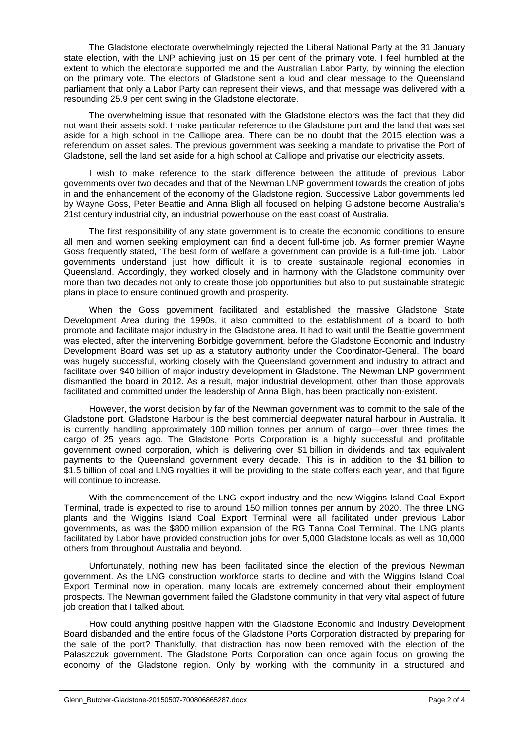The Gladstone electorate overwhelmingly rejected the Liberal National Party at the 31 January state election, with the LNP achieving just on 15 per cent of the primary vote. I feel humbled at the extent to which the electorate supported me and the Australian Labor Party, by winning the election on the primary vote. The electors of Gladstone sent a loud and clear message to the Queensland parliament that only a Labor Party can represent their views, and that message was delivered with a resounding 25.9 per cent swing in the Gladstone electorate.

The overwhelming issue that resonated with the Gladstone electors was the fact that they did not want their assets sold. I make particular reference to the Gladstone port and the land that was set aside for a high school in the Calliope area. There can be no doubt that the 2015 election was a referendum on asset sales. The previous government was seeking a mandate to privatise the Port of Gladstone, sell the land set aside for a high school at Calliope and privatise our electricity assets.

I wish to make reference to the stark difference between the attitude of previous Labor governments over two decades and that of the Newman LNP government towards the creation of jobs in and the enhancement of the economy of the Gladstone region. Successive Labor governments led by Wayne Goss, Peter Beattie and Anna Bligh all focused on helping Gladstone become Australia's 21st century industrial city, an industrial powerhouse on the east coast of Australia.

The first responsibility of any state government is to create the economic conditions to ensure all men and women seeking employment can find a decent full-time job. As former premier Wayne Goss frequently stated, 'The best form of welfare a government can provide is a full-time job.' Labor governments understand just how difficult it is to create sustainable regional economies in Queensland. Accordingly, they worked closely and in harmony with the Gladstone community over more than two decades not only to create those job opportunities but also to put sustainable strategic plans in place to ensure continued growth and prosperity.

When the Goss government facilitated and established the massive Gladstone State Development Area during the 1990s, it also committed to the establishment of a board to both promote and facilitate major industry in the Gladstone area. It had to wait until the Beattie government was elected, after the intervening Borbidge government, before the Gladstone Economic and Industry Development Board was set up as a statutory authority under the Coordinator-General. The board was hugely successful, working closely with the Queensland government and industry to attract and facilitate over $40 billion of major industry development in Gladstone. The Newman LNP government dismantled the board in 2012. As a result, major industrial development, other than those approvals facilitated and committed under the leadership of Anna Bligh, has been practically non-existent.

However, the worst decision by far of the Newman government was to commit to the sale of the Gladstone port. Gladstone Harbour is the best commercial deepwater natural harbour in Australia. It is currently handling approximately 100 million tonnes per annum of cargo—over three times the cargo of 25 years ago. The Gladstone Ports Corporation is a highly successful and profitable government owned corporation, which is delivering over $1 billion in dividends and tax equivalent payments to the Queensland government every decade. This is in addition to the $1 billion to $1.5 billion of coal and LNG royalties it will be providing to the state coffers each year, and that figure will continue to increase.

With the commencement of the LNG export industry and the new Wiggins Island Coal Export Terminal, trade is expected to rise to around 150 million tonnes per annum by 2020. The three LNG plants and the Wiggins Island Coal Export Terminal were all facilitated under previous Labor governments, as was the $800 million expansion of the RG Tanna Coal Terminal. The LNG plants facilitated by Labor have provided construction jobs for over 5,000 Gladstone locals as well as 10,000 others from throughout Australia and beyond.

Unfortunately, nothing new has been facilitated since the election of the previous Newman government. As the LNG construction workforce starts to decline and with the Wiggins Island Coal Export Terminal now in operation, many locals are extremely concerned about their employment prospects. The Newman government failed the Gladstone community in that very vital aspect of future job creation that I talked about.

How could anything positive happen with the Gladstone Economic and Industry Development Board disbanded and the entire focus of the Gladstone Ports Corporation distracted by preparing for the sale of the port? Thankfully, that distraction has now been removed with the election of the Palaszczuk government. The Gladstone Ports Corporation can once again focus on growing the economy of the Gladstone region. Only by working with the community in a structured and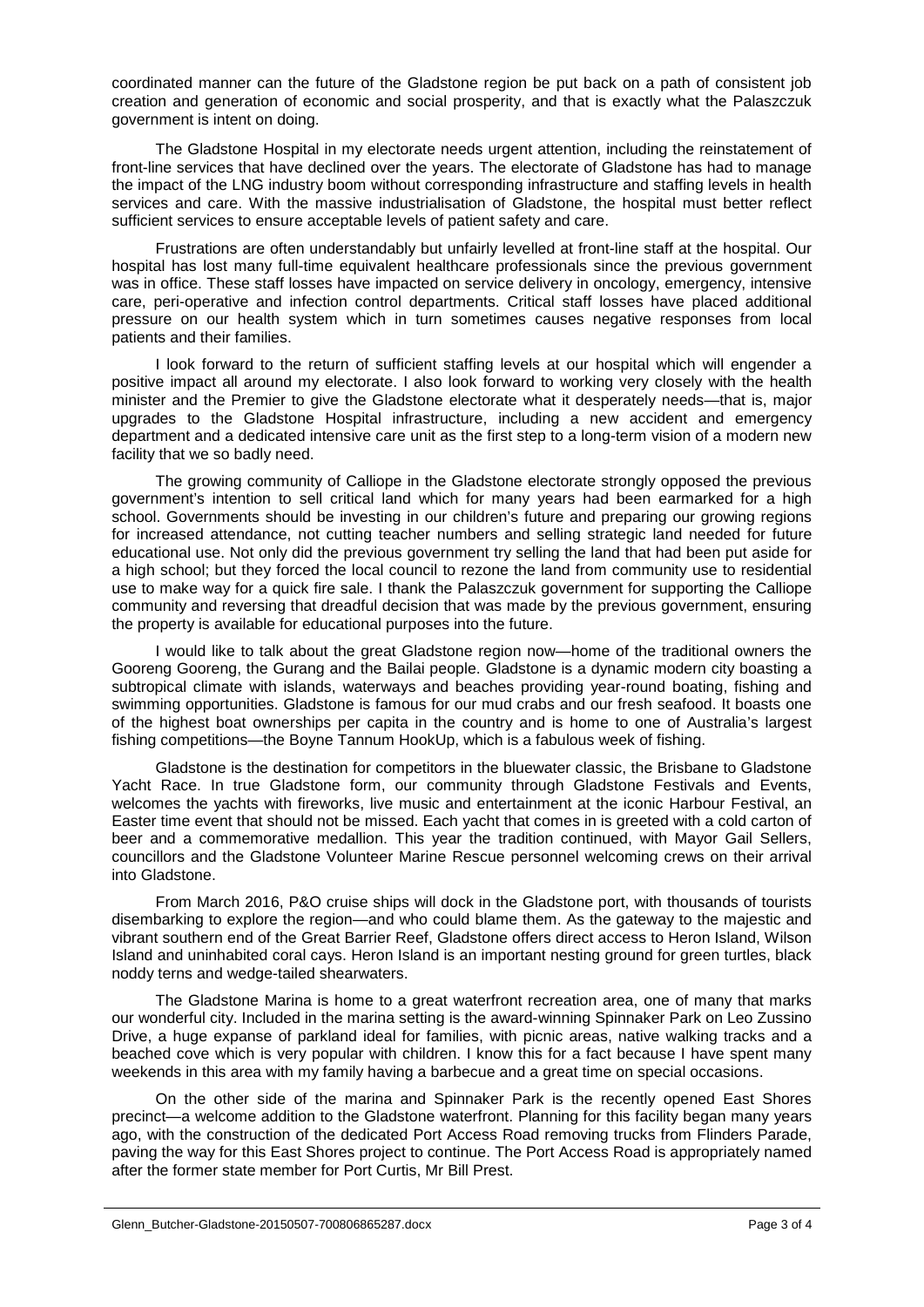coordinated manner can the future of the Gladstone region be put back on a path of consistent job creation and generation of economic and social prosperity, and that is exactly what the Palaszczuk government is intent on doing.

The Gladstone Hospital in my electorate needs urgent attention, including the reinstatement of front-line services that have declined over the years. The electorate of Gladstone has had to manage the impact of the LNG industry boom without corresponding infrastructure and staffing levels in health services and care. With the massive industrialisation of Gladstone, the hospital must better reflect sufficient services to ensure acceptable levels of patient safety and care.

Frustrations are often understandably but unfairly levelled at front-line staff at the hospital. Our hospital has lost many full-time equivalent healthcare professionals since the previous government was in office. These staff losses have impacted on service delivery in oncology, emergency, intensive care, peri-operative and infection control departments. Critical staff losses have placed additional pressure on our health system which in turn sometimes causes negative responses from local patients and their families.

I look forward to the return of sufficient staffing levels at our hospital which will engender a positive impact all around my electorate. I also look forward to working very closely with the health minister and the Premier to give the Gladstone electorate what it desperately needs—that is, major upgrades to the Gladstone Hospital infrastructure, including a new accident and emergency department and a dedicated intensive care unit as the first step to a long-term vision of a modern new facility that we so badly need.

The growing community of Calliope in the Gladstone electorate strongly opposed the previous government's intention to sell critical land which for many years had been earmarked for a high school. Governments should be investing in our children's future and preparing our growing regions for increased attendance, not cutting teacher numbers and selling strategic land needed for future educational use. Not only did the previous government try selling the land that had been put aside for a high school; but they forced the local council to rezone the land from community use to residential use to make way for a quick fire sale. I thank the Palaszczuk government for supporting the Calliope community and reversing that dreadful decision that was made by the previous government, ensuring the property is available for educational purposes into the future.

I would like to talk about the great Gladstone region now—home of the traditional owners the Gooreng Gooreng, the Gurang and the Bailai people. Gladstone is a dynamic modern city boasting a subtropical climate with islands, waterways and beaches providing year-round boating, fishing and swimming opportunities. Gladstone is famous for our mud crabs and our fresh seafood. It boasts one of the highest boat ownerships per capita in the country and is home to one of Australia's largest fishing competitions—the Boyne Tannum HookUp, which is a fabulous week of fishing.

Gladstone is the destination for competitors in the bluewater classic, the Brisbane to Gladstone Yacht Race. In true Gladstone form, our community through Gladstone Festivals and Events, welcomes the yachts with fireworks, live music and entertainment at the iconic Harbour Festival, an Easter time event that should not be missed. Each yacht that comes in is greeted with a cold carton of beer and a commemorative medallion. This year the tradition continued, with Mayor Gail Sellers, councillors and the Gladstone Volunteer Marine Rescue personnel welcoming crews on their arrival into Gladstone.

From March 2016, P&O cruise ships will dock in the Gladstone port, with thousands of tourists disembarking to explore the region—and who could blame them. As the gateway to the majestic and vibrant southern end of the Great Barrier Reef, Gladstone offers direct access to Heron Island, Wilson Island and uninhabited coral cays. Heron Island is an important nesting ground for green turtles, black noddy terns and wedge-tailed shearwaters.

The Gladstone Marina is home to a great waterfront recreation area, one of many that marks our wonderful city. Included in the marina setting is the award-winning Spinnaker Park on Leo Zussino Drive, a huge expanse of parkland ideal for families, with picnic areas, native walking tracks and a beached cove which is very popular with children. I know this for a fact because I have spent many weekends in this area with my family having a barbecue and a great time on special occasions.

On the other side of the marina and Spinnaker Park is the recently opened East Shores precinct—a welcome addition to the Gladstone waterfront. Planning for this facility began many years ago, with the construction of the dedicated Port Access Road removing trucks from Flinders Parade, paving the way for this East Shores project to continue. The Port Access Road is appropriately named after the former state member for Port Curtis, Mr Bill Prest.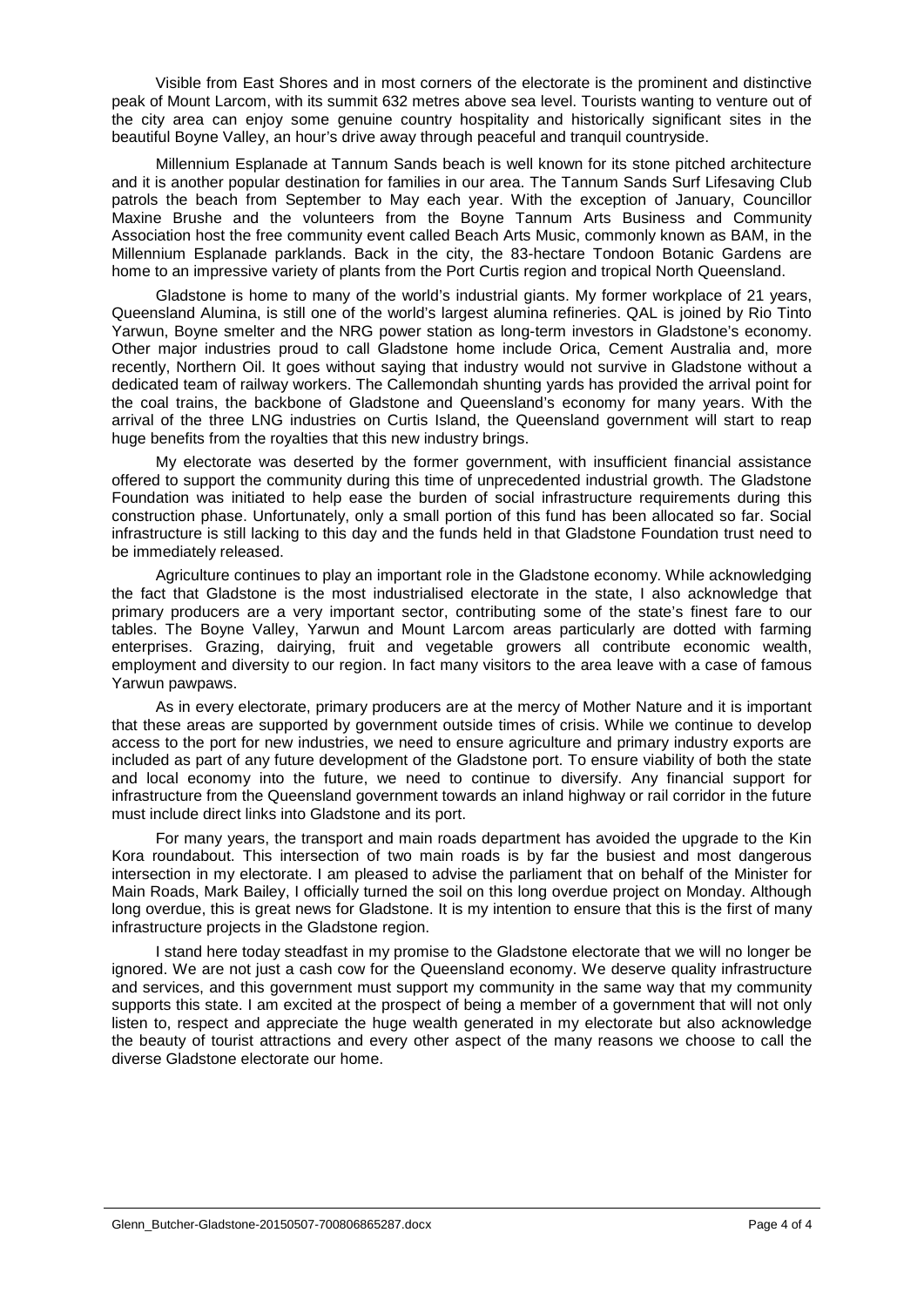Visible from East Shores and in most corners of the electorate is the prominent and distinctive peak of Mount Larcom, with its summit 632 metres above sea level. Tourists wanting to venture out of the city area can enjoy some genuine country hospitality and historically significant sites in the beautiful Boyne Valley, an hour's drive away through peaceful and tranquil countryside.

Millennium Esplanade at Tannum Sands beach is well known for its stone pitched architecture and it is another popular destination for families in our area. The Tannum Sands Surf Lifesaving Club patrols the beach from September to May each year. With the exception of January, Councillor Maxine Brushe and the volunteers from the Boyne Tannum Arts Business and Community Association host the free community event called Beach Arts Music, commonly known as BAM, in the Millennium Esplanade parklands. Back in the city, the 83-hectare Tondoon Botanic Gardens are home to an impressive variety of plants from the Port Curtis region and tropical North Queensland.

Gladstone is home to many of the world's industrial giants. My former workplace of 21 years, Queensland Alumina, is still one of the world's largest alumina refineries. QAL is joined by Rio Tinto Yarwun, Boyne smelter and the NRG power station as long-term investors in Gladstone's economy. Other major industries proud to call Gladstone home include Orica, Cement Australia and, more recently, Northern Oil. It goes without saying that industry would not survive in Gladstone without a dedicated team of railway workers. The Callemondah shunting yards has provided the arrival point for the coal trains, the backbone of Gladstone and Queensland's economy for many years. With the arrival of the three LNG industries on Curtis Island, the Queensland government will start to reap huge benefits from the royalties that this new industry brings.

My electorate was deserted by the former government, with insufficient financial assistance offered to support the community during this time of unprecedented industrial growth. The Gladstone Foundation was initiated to help ease the burden of social infrastructure requirements during this construction phase. Unfortunately, only a small portion of this fund has been allocated so far. Social infrastructure is still lacking to this day and the funds held in that Gladstone Foundation trust need to be immediately released.

Agriculture continues to play an important role in the Gladstone economy. While acknowledging the fact that Gladstone is the most industrialised electorate in the state, I also acknowledge that primary producers are a very important sector, contributing some of the state's finest fare to our tables. The Boyne Valley, Yarwun and Mount Larcom areas particularly are dotted with farming enterprises. Grazing, dairying, fruit and vegetable growers all contribute economic wealth, employment and diversity to our region. In fact many visitors to the area leave with a case of famous Yarwun pawpaws.

As in every electorate, primary producers are at the mercy of Mother Nature and it is important that these areas are supported by government outside times of crisis. While we continue to develop access to the port for new industries, we need to ensure agriculture and primary industry exports are included as part of any future development of the Gladstone port. To ensure viability of both the state and local economy into the future, we need to continue to diversify. Any financial support for infrastructure from the Queensland government towards an inland highway or rail corridor in the future must include direct links into Gladstone and its port.

For many years, the transport and main roads department has avoided the upgrade to the Kin Kora roundabout. This intersection of two main roads is by far the busiest and most dangerous intersection in my electorate. I am pleased to advise the parliament that on behalf of the Minister for Main Roads, Mark Bailey, I officially turned the soil on this long overdue project on Monday. Although long overdue, this is great news for Gladstone. It is my intention to ensure that this is the first of many infrastructure projects in the Gladstone region.

I stand here today steadfast in my promise to the Gladstone electorate that we will no longer be ignored. We are not just a cash cow for the Queensland economy. We deserve quality infrastructure and services, and this government must support my community in the same way that my community supports this state. I am excited at the prospect of being a member of a government that will not only listen to, respect and appreciate the huge wealth generated in my electorate but also acknowledge the beauty of tourist attractions and every other aspect of the many reasons we choose to call the diverse Gladstone electorate our home.